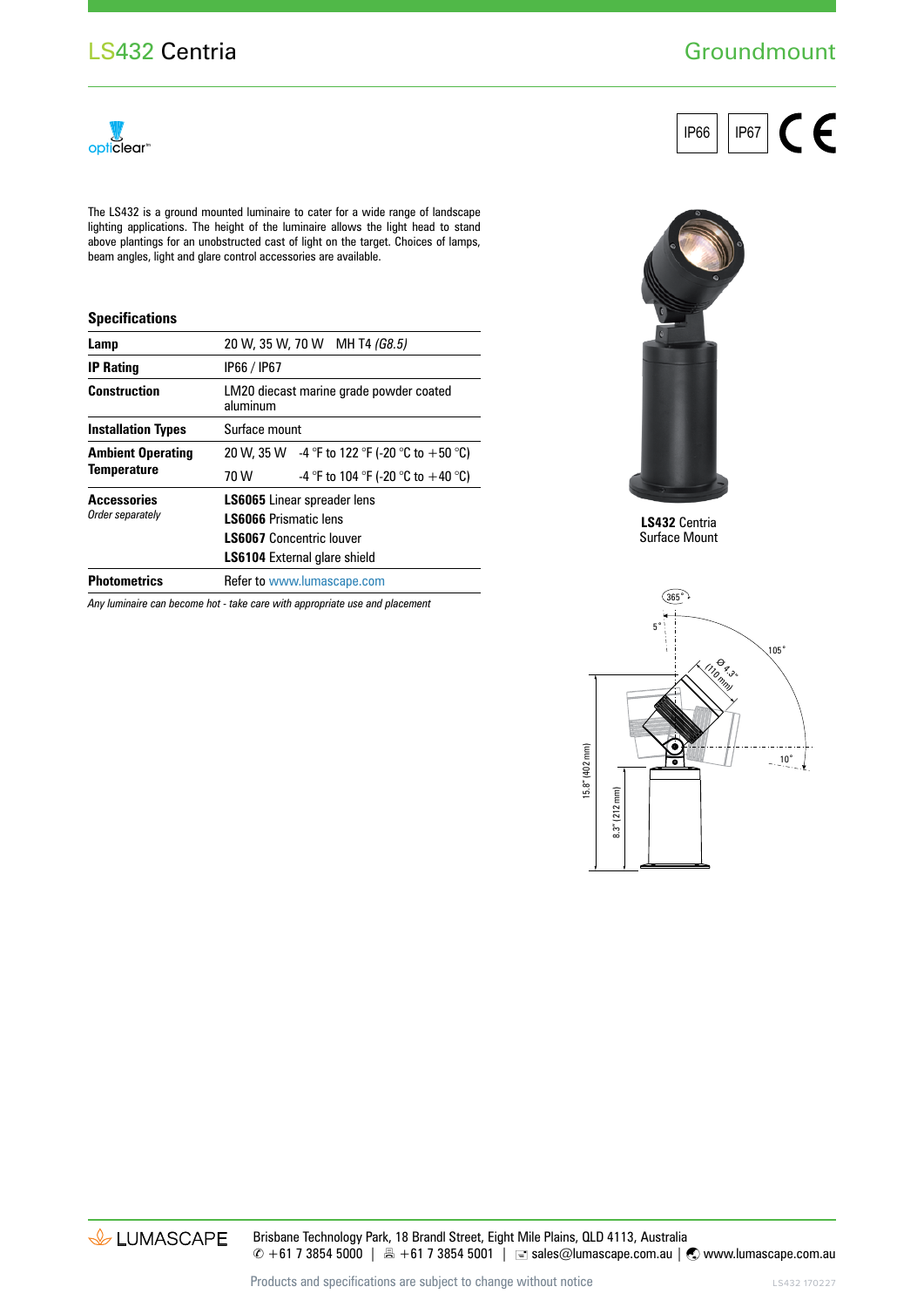# LS432 Centria

## Groundmount

IP66 IP67

The LS432 is a ground mounted luminaire to cater for a wide range of landscape lighting applications. The height of the luminaire allows the light head to stand above plantings for an unobstructed cast of light on the target. Choices of lamps, beam angles, light and glare control accessories are available.

### Specifications

| | | |
|---|---|---|
| **Lamp** | 20 W, 35 W, 70 W MH T4 *(G8.5)* | |
| **IP Rating** | IP66 / IP67 | |
| **Construction** | LM20 diecast marine grade powder coated aluminum | |
| **Installation Types** | Surface mount | |
| **Ambient Operating Temperature** | 20 W, 35 W | -4 °F to 122 °F (-20 °C to +50 °C) |
| | 70 W | -4 °F to 104 °F (-20 °C to +40 °C) |
| **Accessories** *Order separately* | **LS6065** Linear spreader lens | |
| | **LS6066** Prismatic lens | |
| | **LS6067** Concentric louver | |
| | **LS6104** External glare shield | |
| **Photometrics** | Refer to www.lumascape.com | |

*Any luminaire can become hot - take care with appropriate use and placement*

**LS432** Centria
Surface Mount

365° 5° 105° Ø 4.3" (110 mm) 10° 15.8" (402 mm) 8.3" (212 mm)

LUMASCAPE

Brisbane Technology Park, 18 Brandl Street, Eight Mile Plains, QLD 4113, Australia
✆ +61 7 3854 5000 | 🖷 +61 7 3854 5001 | sales@lumascape.com.au | www.lumascape.com.au

Products and specifications are subject to change without notice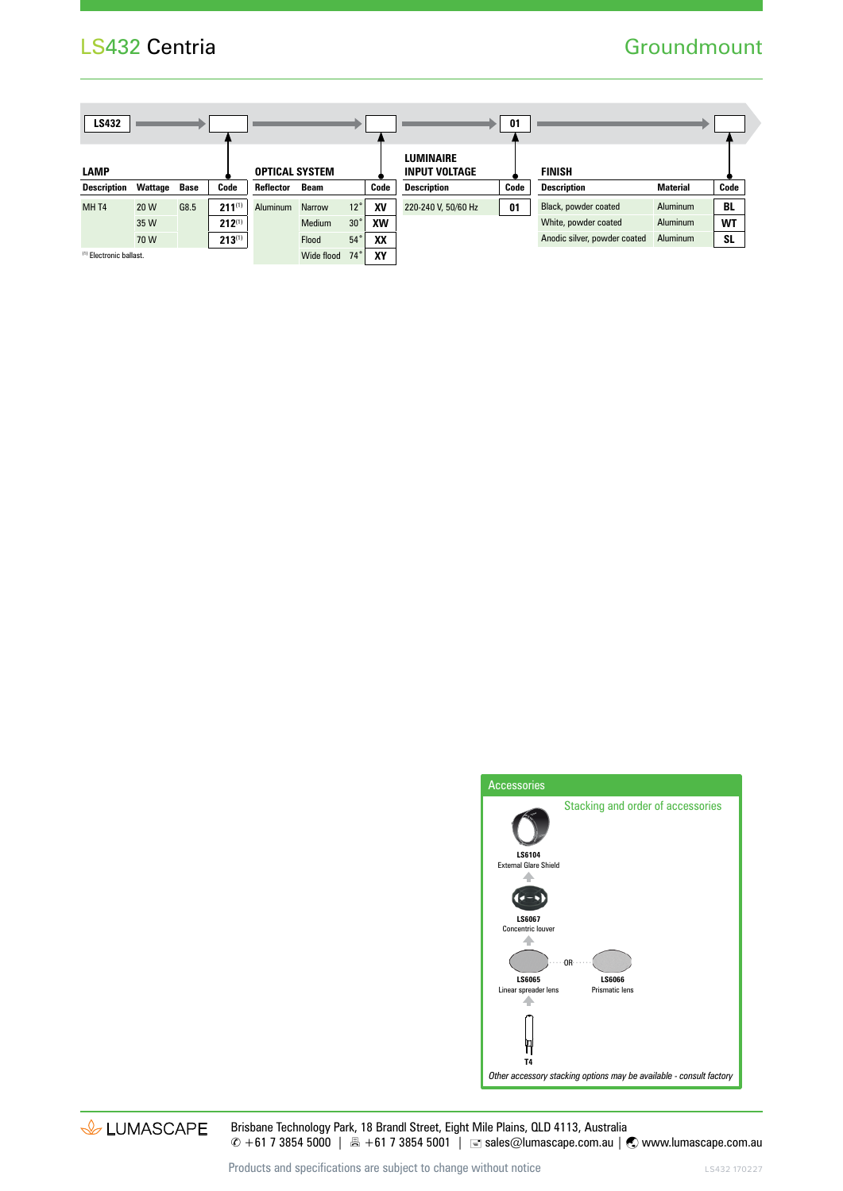# LS432 Centria

## Groundmount

LS432 → [ ] → [ ] → 01 → [ ]

### LAMP

| Description | Wattage | Base | Code |
|---|---|---|---|
| MH T4 | 20 W | G8.5 | **211**[1] |
| | 35 W | | **212**[1] |
| | 70 W | | **213**[1] |

[1] Electronic ballast.

### OPTICAL SYSTEM

| Reflector | Beam | | Code |
|---|---|---|---|
| Aluminum | Narrow | 12° | **XV** |
| | Medium | 30° | **XW** |
| | Flood | 54° | **XX** |
| | Wide flood | 74° | **XY** |

### LUMINAIRE INPUT VOLTAGE

| Description | Code |
|---|---|
| 220-240 V, 50/60 Hz | **01** |

### FINISH

| Description | Material | Code |
|---|---|---|
| Black, powder coated | Aluminum | **BL** |
| White, powder coated | Aluminum | **WT** |
| Anodic silver, powder coated | Aluminum | **SL** |

### Accessories

Stacking and order of accessories

**LS6104**
External Glare Shield

**LS6067**
Concentric louver

**LS6065**
Linear spreader lens

OR

**LS6066**
Prismatic lens

**T4**

*Other accessory stacking options may be available - consult factory*

LUMASCAPE

Brisbane Technology Park, 18 Brandl Street, Eight Mile Plains, QLD 4113, Australia
✆ +61 7 3854 5000 | 🖷 +61 7 3854 5001 | sales@lumascape.com.au | www.lumascape.com.au

Products and specifications are subject to change without notice

LS432 170227